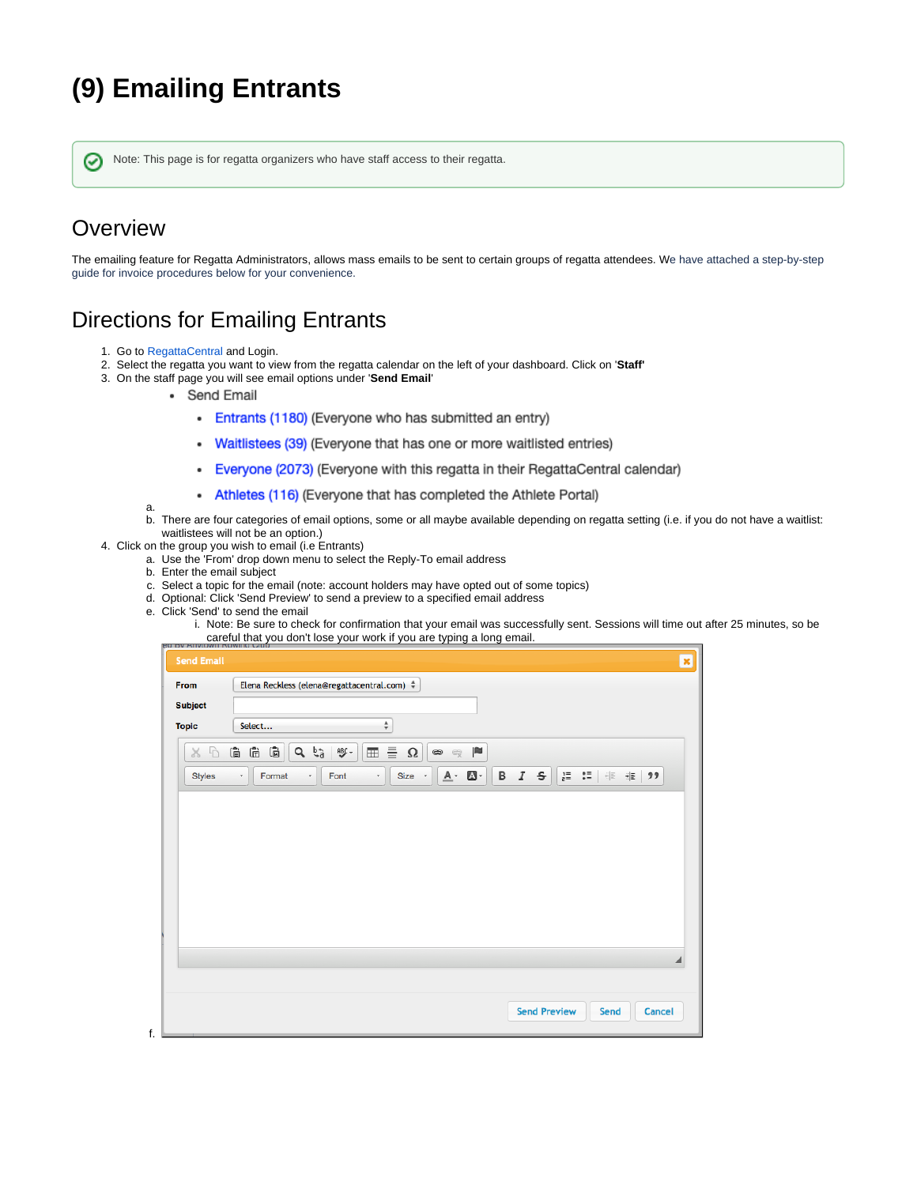# (9) Emailing Entrants

Note: This page is for regatta organizers who have staff access to their regatta.

## Overview

The emailing feature for Regatta Administrators, allows mass emails to be sent to certain groups of regatta attendees. We have attached a step-by-step guide for invoice procedures below for your convenience.

## Directions for Emailing Entrants

1. Go to RegattaCentral and Login.
2. Select the regatta you want to view from the regatta calendar on the left of your dashboard. Click on '**Staff**'
3. On the staff page you will see email options under '**Send Email**'
   a.
      - Send Email
         - Entrants (1180) (Everyone who has submitted an entry)
         - Waitlistees (39) (Everyone that has one or more waitlisted entries)
         - Everyone (2073) (Everyone with this regatta in their RegattaCentral calendar)
         - Athletes (116) (Everyone that has completed the Athlete Portal)
   b. There are four categories of email options, some or all maybe available depending on regatta setting (i.e. if you do not have a waitlist: waitlistees will not be an option.)
4. Click on the group you wish to email (i.e Entrants)
   a. Use the 'From' drop down menu to select the Reply-To email address
   b. Enter the email subject
   c. Select a topic for the email (note: account holders may have opted out of some topics)
   d. Optional: Click 'Send Preview' to send a preview to a specified email address
   e. Click 'Send' to send the email
      i. Note: Be sure to check for confirmation that your email was successfully sent. Sessions will time out after 25 minutes, so be careful that you don't lose your work if you are typing a long email.
   f.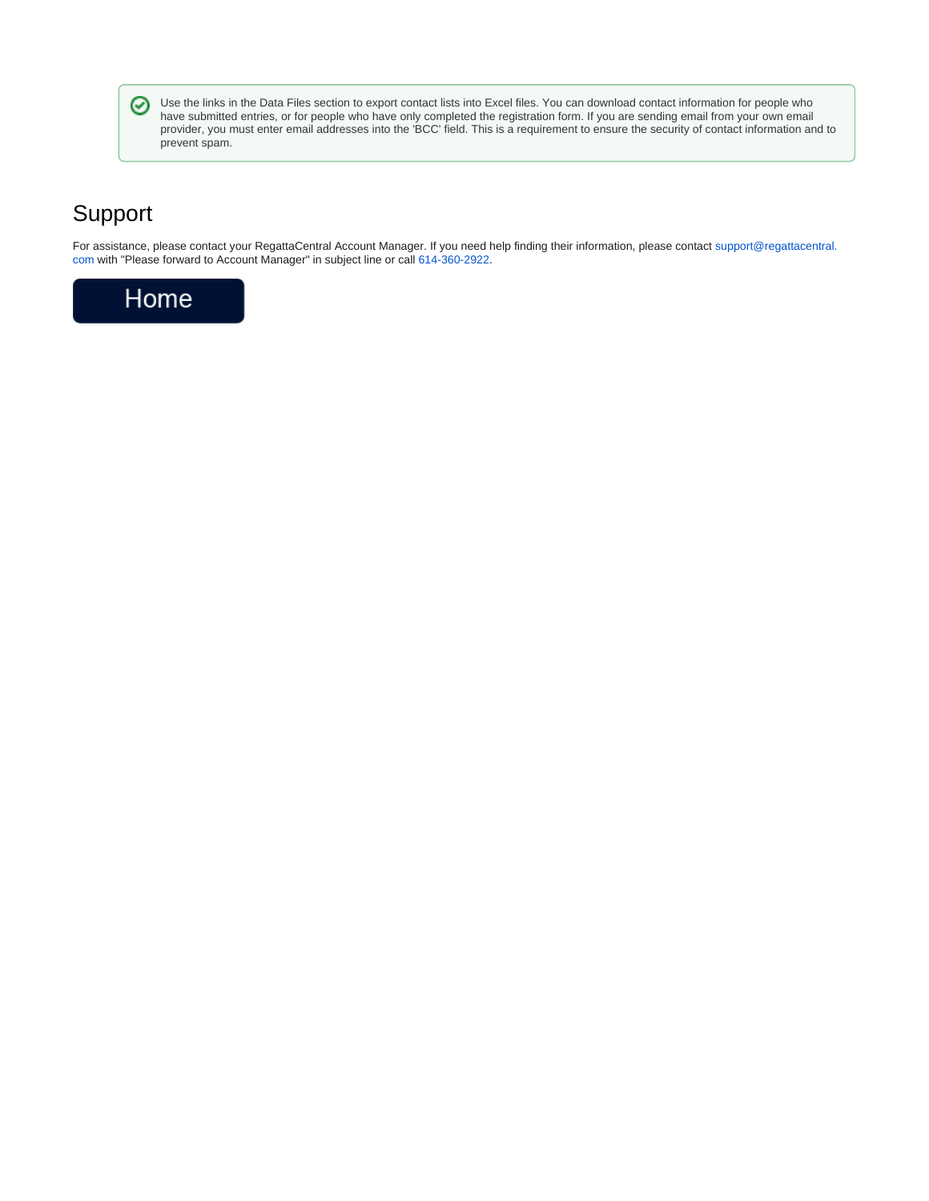Use the links in the Data Files section to export contact lists into Excel files. You can download contact information for people who have submitted entries, or for people who have only completed the registration form. If you are sending email from your own email provider, you must enter email addresses into the 'BCC' field. This is a requirement to ensure the security of contact information and to prevent spam.

## Support

For assistance, please contact your RegattaCentral Account Manager. If you need help finding their information, please contact support@regattacentral.com with "Please forward to Account Manager" in subject line or call 614-360-2922.

Home